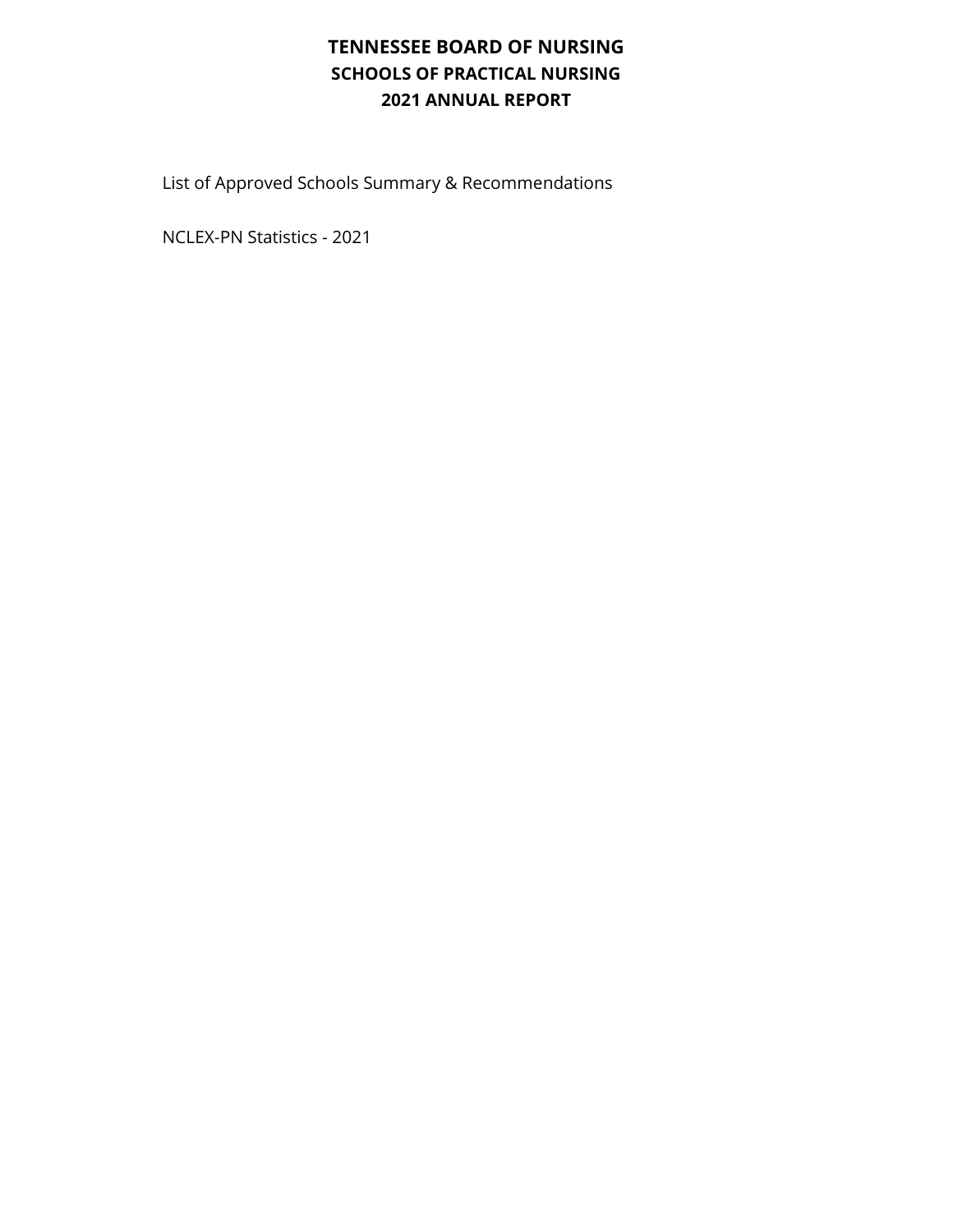# TENNESSEE BOARD OF NURSING

## SCHOOLS OF PRACTICAL NURSING

## 2021 ANNUAL REPORT

List of Approved Schools Summary & Recommendations

NCLEX-PN Statistics - 2021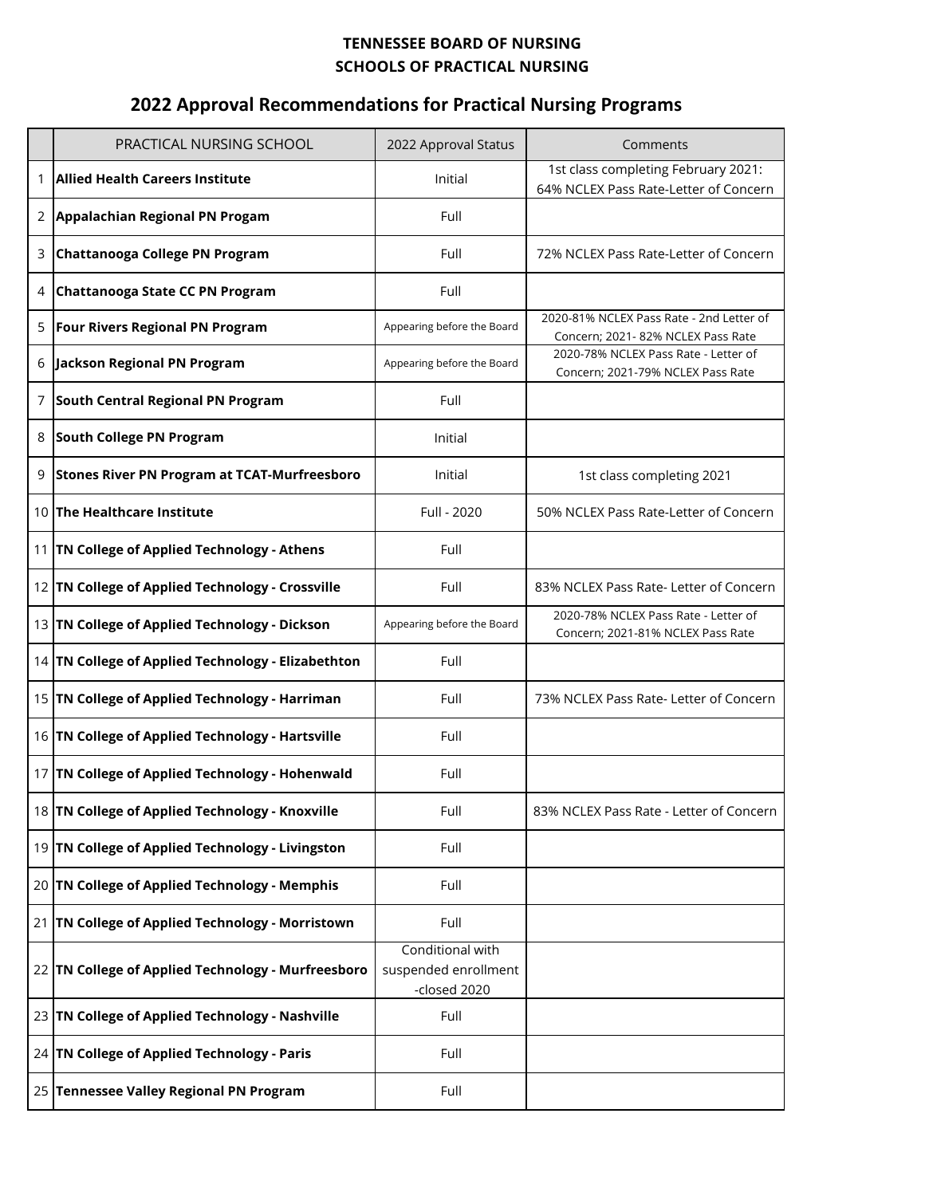**TENNESSEE BOARD OF NURSING**
**SCHOOLS OF PRACTICAL NURSING**

## 2022 Approval Recommendations for Practical Nursing Programs

| | PRACTICAL NURSING SCHOOL | 2022 Approval Status | Comments |
|---|---|---|---|
| 1 | **Allied Health Careers Institute** | Initial | 1st class completing February 2021: 64% NCLEX Pass Rate-Letter of Concern |
| 2 | **Appalachian Regional PN Progam** | Full | |
| 3 | **Chattanooga College PN Program** | Full | 72% NCLEX Pass Rate-Letter of Concern |
| 4 | **Chattanooga State CC PN Program** | Full | |
| 5 | **Four Rivers Regional PN Program** | Appearing before the Board | 2020-81% NCLEX Pass Rate - 2nd Letter of Concern; 2021- 82% NCLEX Pass Rate |
| 6 | **Jackson Regional PN Program** | Appearing before the Board | 2020-78% NCLEX Pass Rate - Letter of Concern; 2021-79% NCLEX Pass Rate |
| 7 | **South Central Regional PN Program** | Full | |
| 8 | **South College PN Program** | Initial | |
| 9 | **Stones River PN Program at TCAT-Murfreesboro** | Initial | 1st class completing 2021 |
| 10 | **The Healthcare Institute** | Full - 2020 | 50% NCLEX Pass Rate-Letter of Concern |
| 11 | **TN College of Applied Technology - Athens** | Full | |
| 12 | **TN College of Applied Technology - Crossville** | Full | 83% NCLEX Pass Rate- Letter of Concern |
| 13 | **TN College of Applied Technology - Dickson** | Appearing before the Board | 2020-78% NCLEX Pass Rate - Letter of Concern; 2021-81% NCLEX Pass Rate |
| 14 | **TN College of Applied Technology - Elizabethton** | Full | |
| 15 | **TN College of Applied Technology - Harriman** | Full | 73% NCLEX Pass Rate- Letter of Concern |
| 16 | **TN College of Applied Technology - Hartsville** | Full | |
| 17 | **TN College of Applied Technology - Hohenwald** | Full | |
| 18 | **TN College of Applied Technology - Knoxville** | Full | 83% NCLEX Pass Rate - Letter of Concern |
| 19 | **TN College of Applied Technology - Livingston** | Full | |
| 20 | **TN College of Applied Technology - Memphis** | Full | |
| 21 | **TN College of Applied Technology - Morristown** | Full | |
| 22 | **TN College of Applied Technology - Murfreesboro** | Conditional with suspended enrollment -closed 2020 | |
| 23 | **TN College of Applied Technology - Nashville** | Full | |
| 24 | **TN College of Applied Technology - Paris** | Full | |
| 25 | **Tennessee Valley Regional PN Program** | Full | |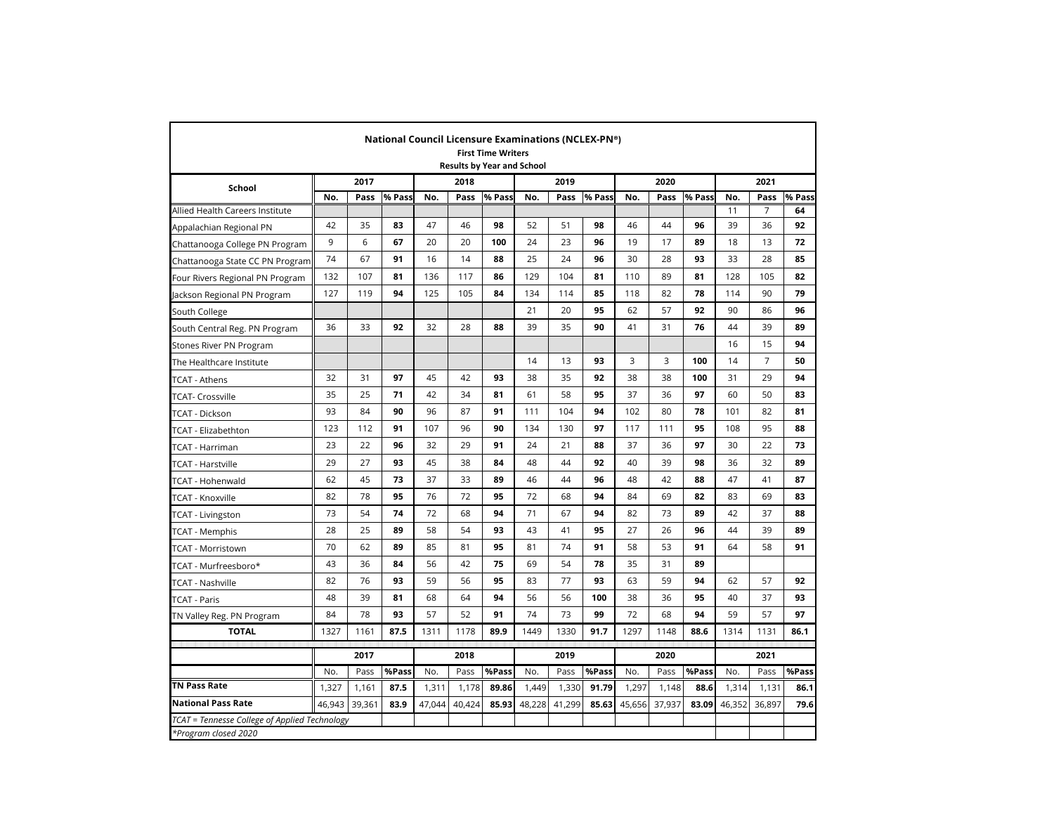**National Council Licensure Examinations (NCLEX-PN®)**
**First Time Writers**
**Results by Year and School**

| School | 2017 | | | 2018 | | | 2019 | | | 2020 | | | 2021 | | |
|---|---|---|---|---|---|---|---|---|---|---|---|---|---|---|---|
| | No. | Pass | % Pass | No. | Pass | % Pass | No. | Pass | % Pass | No. | Pass | % Pass | No. | Pass | % Pass |
| Allied Health Careers Institute | | | | | | | | | | | | | 11 | 7 | **64** |
| Appalachian Regional PN | 42 | 35 | **83** | 47 | 46 | **98** | 52 | 51 | **98** | 46 | 44 | **96** | 39 | 36 | **92** |
| Chattanooga College PN Program | 9 | 6 | **67** | 20 | 20 | **100** | 24 | 23 | **96** | 19 | 17 | **89** | 18 | 13 | **72** |
| Chattanooga State CC PN Program | 74 | 67 | **91** | 16 | 14 | **88** | 25 | 24 | **96** | 30 | 28 | **93** | 33 | 28 | **85** |
| Four Rivers Regional PN Program | 132 | 107 | **81** | 136 | 117 | **86** | 129 | 104 | **81** | 110 | 89 | **81** | 128 | 105 | **82** |
| Jackson Regional PN Program | 127 | 119 | **94** | 125 | 105 | **84** | 134 | 114 | **85** | 118 | 82 | **78** | 114 | 90 | **79** |
| South College | | | | | | | 21 | 20 | **95** | 62 | 57 | **92** | 90 | 86 | **96** |
| South Central Reg. PN Program | 36 | 33 | **92** | 32 | 28 | **88** | 39 | 35 | **90** | 41 | 31 | **76** | 44 | 39 | **89** |
| Stones River PN Program | | | | | | | | | | | | | 16 | 15 | **94** |
| The Healthcare Institute | | | | | | | 14 | 13 | **93** | 3 | 3 | **100** | 14 | 7 | **50** |
| TCAT - Athens | 32 | 31 | **97** | 45 | 42 | **93** | 38 | 35 | **92** | 38 | 38 | **100** | 31 | 29 | **94** |
| TCAT- Crossville | 35 | 25 | **71** | 42 | 34 | **81** | 61 | 58 | **95** | 37 | 36 | **97** | 60 | 50 | **83** |
| TCAT - Dickson | 93 | 84 | **90** | 96 | 87 | **91** | 111 | 104 | **94** | 102 | 80 | **78** | 101 | 82 | **81** |
| TCAT - Elizabethton | 123 | 112 | **91** | 107 | 96 | **90** | 134 | 130 | **97** | 117 | 111 | **95** | 108 | 95 | **88** |
| TCAT - Harriman | 23 | 22 | **96** | 32 | 29 | **91** | 24 | 21 | **88** | 37 | 36 | **97** | 30 | 22 | **73** |
| TCAT - Harstville | 29 | 27 | **93** | 45 | 38 | **84** | 48 | 44 | **92** | 40 | 39 | **98** | 36 | 32 | **89** |
| TCAT - Hohenwald | 62 | 45 | **73** | 37 | 33 | **89** | 46 | 44 | **96** | 48 | 42 | **88** | 47 | 41 | **87** |
| TCAT - Knoxville | 82 | 78 | **95** | 76 | 72 | **95** | 72 | 68 | **94** | 84 | 69 | **82** | 83 | 69 | **83** |
| TCAT - Livingston | 73 | 54 | **74** | 72 | 68 | **94** | 71 | 67 | **94** | 82 | 73 | **89** | 42 | 37 | **88** |
| TCAT - Memphis | 28 | 25 | **89** | 58 | 54 | **93** | 43 | 41 | **95** | 27 | 26 | **96** | 44 | 39 | **89** |
| TCAT - Morristown | 70 | 62 | **89** | 85 | 81 | **95** | 81 | 74 | **91** | 58 | 53 | **91** | 64 | 58 | **91** |
| TCAT - Murfreesboro* | 43 | 36 | **84** | 56 | 42 | **75** | 69 | 54 | **78** | 35 | 31 | **89** | | | |
| TCAT - Nashville | 82 | 76 | **93** | 59 | 56 | **95** | 83 | 77 | **93** | 63 | 59 | **94** | 62 | 57 | **92** |
| TCAT - Paris | 48 | 39 | **81** | 68 | 64 | **94** | 56 | 56 | **100** | 38 | 36 | **95** | 40 | 37 | **93** |
| TN Valley Reg. PN Program | 84 | 78 | **93** | 57 | 52 | **91** | 74 | 73 | **99** | 72 | 68 | **94** | 59 | 57 | **97** |
| **TOTAL** | 1327 | 1161 | **87.5** | 1311 | 1178 | **89.9** | 1449 | 1330 | **91.7** | 1297 | 1148 | **88.6** | 1314 | 1131 | **86.1** |

| | 2017 | | | 2018 | | | 2019 | | | 2020 | | | 2021 | | |
|---|---|---|---|---|---|---|---|---|---|---|---|---|---|---|---|
| | No. | Pass | %Pass | No. | Pass | %Pass | No. | Pass | %Pass | No. | Pass | %Pass | No. | Pass | %Pass |
| **TN Pass Rate** | 1,327 | 1,161 | **87.5** | 1,311 | 1,178 | **89.86** | 1,449 | 1,330 | **91.79** | 1,297 | 1,148 | **88.6** | 1,314 | 1,131 | **86.1** |
| **National Pass Rate** | 46,943 | 39,361 | **83.9** | 47,044 | 40,424 | **85.93** | 48,228 | 41,299 | **85.63** | 45,656 | 37,937 | **83.09** | 46,352 | 36,897 | **79.6** |

*TCAT = Tennesse College of Applied Technology*

*\*Program closed 2020*